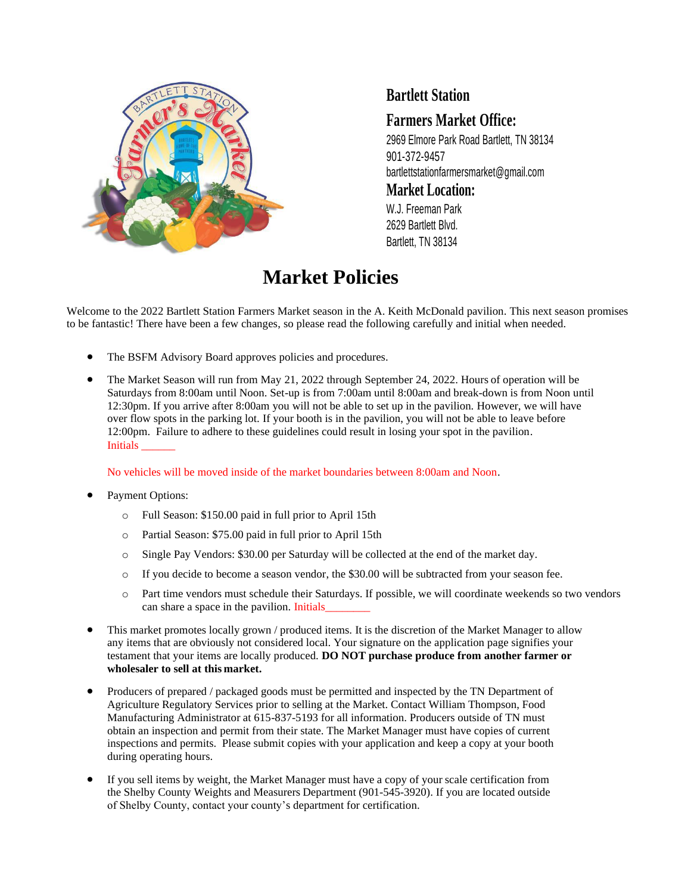**Bartlett Station**

**Farmers Market Office:**

2969 Elmore Park Road Bartlett, TN 38134
901-372-9457
bartlettstationfarmersmarket@gmail.com

**Market Location:**

W.J. Freeman Park
2629 Bartlett Blvd.
Bartlett, TN 38134

# Market Policies

Welcome to the 2022 Bartlett Station Farmers Market season in the A. Keith McDonald pavilion. This next season promises to be fantastic! There have been a few changes, so please read the following carefully and initial when needed.

- The BSFM Advisory Board approves policies and procedures.
- The Market Season will run from May 21, 2022 through September 24, 2022. Hours of operation will be Saturdays from 8:00am until Noon. Set-up is from 7:00am until 8:00am and break-down is from Noon until 12:30pm. If you arrive after 8:00am you will not be able to set up in the pavilion. However, we will have over flow spots in the parking lot. If your booth is in the pavilion, you will not be able to leave before 12:00pm. Failure to adhere to these guidelines could result in losing your spot in the pavilion.
  Initials ______

  No vehicles will be moved inside of the market boundaries between 8:00am and Noon.
- Payment Options:
  - Full Season: $150.00 paid in full prior to April 15th
  - Partial Season: $75.00 paid in full prior to April 15th
  - Single Pay Vendors: $30.00 per Saturday will be collected at the end of the market day.
  - If you decide to become a season vendor, the $30.00 will be subtracted from your season fee.
  - Part time vendors must schedule their Saturdays. If possible, we will coordinate weekends so two vendors can share a space in the pavilion. Initials________
- This market promotes locally grown / produced items. It is the discretion of the Market Manager to allow any items that are obviously not considered local. Your signature on the application page signifies your testament that your items are locally produced. **DO NOT purchase produce from another farmer or wholesaler to sell at this market.**
- Producers of prepared / packaged goods must be permitted and inspected by the TN Department of Agriculture Regulatory Services prior to selling at the Market. Contact William Thompson, Food Manufacturing Administrator at 615-837-5193 for all information. Producers outside of TN must obtain an inspection and permit from their state. The Market Manager must have copies of current inspections and permits. Please submit copies with your application and keep a copy at your booth during operating hours.
- If you sell items by weight, the Market Manager must have a copy of your scale certification from the Shelby County Weights and Measurers Department (901-545-3920). If you are located outside of Shelby County, contact your county's department for certification.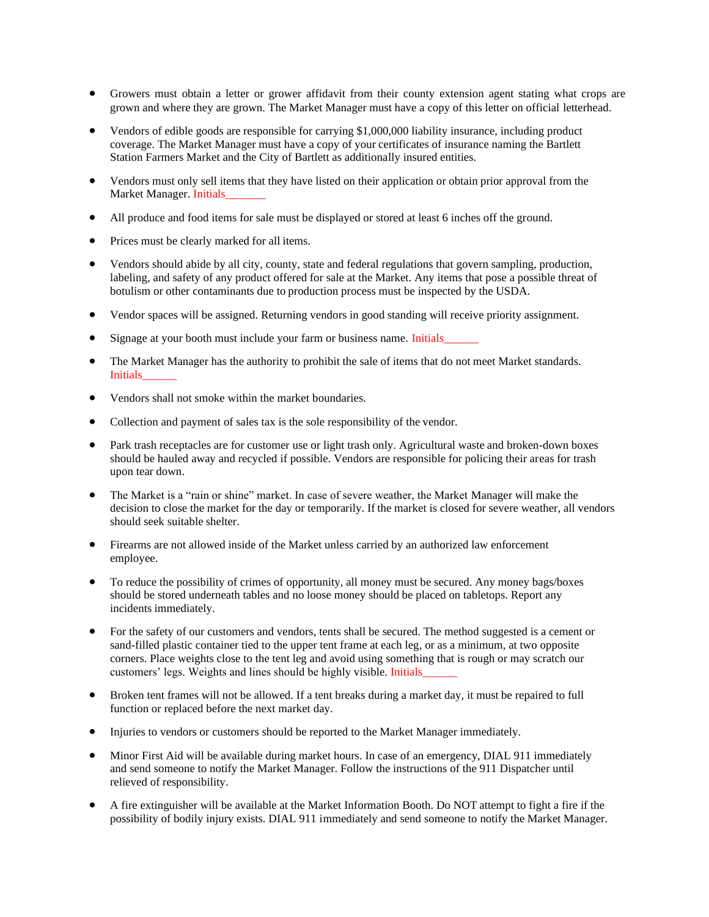- Growers must obtain a letter or grower affidavit from their county extension agent stating what crops are grown and where they are grown. The Market Manager must have a copy of this letter on official letterhead.

- Vendors of edible goods are responsible for carrying $1,000,000 liability insurance, including product coverage. The Market Manager must have a copy of your certificates of insurance naming the Bartlett Station Farmers Market and the City of Bartlett as additionally insured entities.

- Vendors must only sell items that they have listed on their application or obtain prior approval from the Market Manager. Initials_______

- All produce and food items for sale must be displayed or stored at least 6 inches off the ground.

- Prices must be clearly marked for all items.

- Vendors should abide by all city, county, state and federal regulations that govern sampling, production, labeling, and safety of any product offered for sale at the Market. Any items that pose a possible threat of botulism or other contaminants due to production process must be inspected by the USDA.

- Vendor spaces will be assigned. Returning vendors in good standing will receive priority assignment.

- Signage at your booth must include your farm or business name. Initials______

- The Market Manager has the authority to prohibit the sale of items that do not meet Market standards. Initials______

- Vendors shall not smoke within the market boundaries.

- Collection and payment of sales tax is the sole responsibility of the vendor.

- Park trash receptacles are for customer use or light trash only. Agricultural waste and broken-down boxes should be hauled away and recycled if possible. Vendors are responsible for policing their areas for trash upon tear down.

- The Market is a "rain or shine" market. In case of severe weather, the Market Manager will make the decision to close the market for the day or temporarily. If the market is closed for severe weather, all vendors should seek suitable shelter.

- Firearms are not allowed inside of the Market unless carried by an authorized law enforcement employee.

- To reduce the possibility of crimes of opportunity, all money must be secured. Any money bags/boxes should be stored underneath tables and no loose money should be placed on tabletops. Report any incidents immediately.

- For the safety of our customers and vendors, tents shall be secured. The method suggested is a cement or sand-filled plastic container tied to the upper tent frame at each leg, or as a minimum, at two opposite corners. Place weights close to the tent leg and avoid using something that is rough or may scratch our customers' legs. Weights and lines should be highly visible. Initials______

- Broken tent frames will not be allowed. If a tent breaks during a market day, it must be repaired to full function or replaced before the next market day.

- Injuries to vendors or customers should be reported to the Market Manager immediately.

- Minor First Aid will be available during market hours. In case of an emergency, DIAL 911 immediately and send someone to notify the Market Manager. Follow the instructions of the 911 Dispatcher until relieved of responsibility.

- A fire extinguisher will be available at the Market Information Booth. Do NOT attempt to fight a fire if the possibility of bodily injury exists. DIAL 911 immediately and send someone to notify the Market Manager.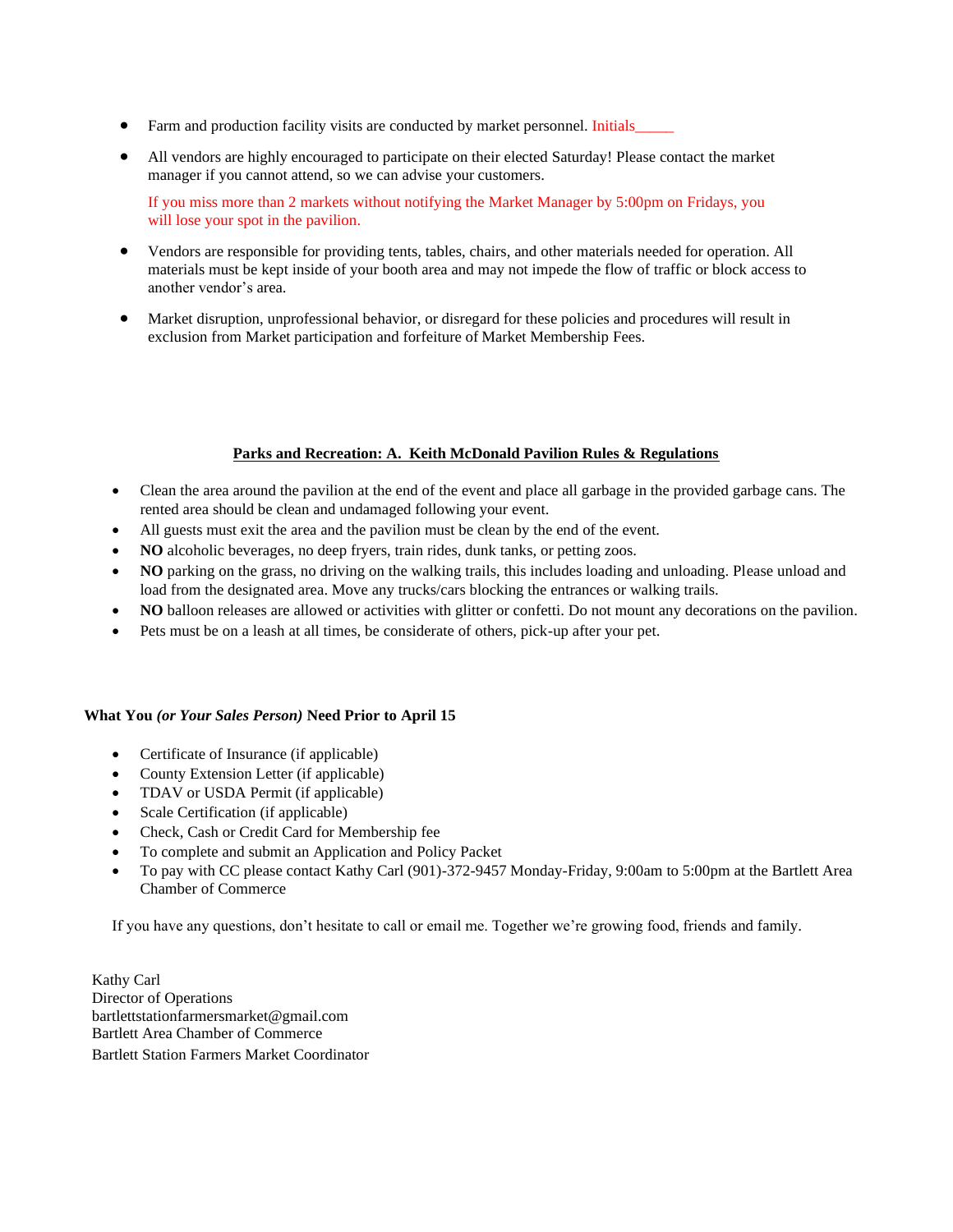- Farm and production facility visits are conducted by market personnel. Initials_____
- All vendors are highly encouraged to participate on their elected Saturday! Please contact the market manager if you cannot attend, so we can advise your customers.

  If you miss more than 2 markets without notifying the Market Manager by 5:00pm on Fridays, you will lose your spot in the pavilion.

- Vendors are responsible for providing tents, tables, chairs, and other materials needed for operation. All materials must be kept inside of your booth area and may not impede the flow of traffic or block access to another vendor's area.
- Market disruption, unprofessional behavior, or disregard for these policies and procedures will result in exclusion from Market participation and forfeiture of Market Membership Fees.

## Parks and Recreation: A. Keith McDonald Pavilion Rules & Regulations

- Clean the area around the pavilion at the end of the event and place all garbage in the provided garbage cans. The rented area should be clean and undamaged following your event.
- All guests must exit the area and the pavilion must be clean by the end of the event.
- **NO** alcoholic beverages, no deep fryers, train rides, dunk tanks, or petting zoos.
- **NO** parking on the grass, no driving on the walking trails, this includes loading and unloading. Please unload and load from the designated area. Move any trucks/cars blocking the entrances or walking trails.
- **NO** balloon releases are allowed or activities with glitter or confetti. Do not mount any decorations on the pavilion.
- Pets must be on a leash at all times, be considerate of others, pick-up after your pet.

**What You *(or Your Sales Person)* Need Prior to April 15**

- Certificate of Insurance (if applicable)
- County Extension Letter (if applicable)
- TDAV or USDA Permit (if applicable)
- Scale Certification (if applicable)
- Check, Cash or Credit Card for Membership fee
- To complete and submit an Application and Policy Packet
- To pay with CC please contact Kathy Carl (901)-372-9457 Monday-Friday, 9:00am to 5:00pm at the Bartlett Area Chamber of Commerce

If you have any questions, don't hesitate to call or email me. Together we're growing food, friends and family.

Kathy Carl
Director of Operations
bartlettstationfarmersmarket@gmail.com
Bartlett Area Chamber of Commerce
Bartlett Station Farmers Market Coordinator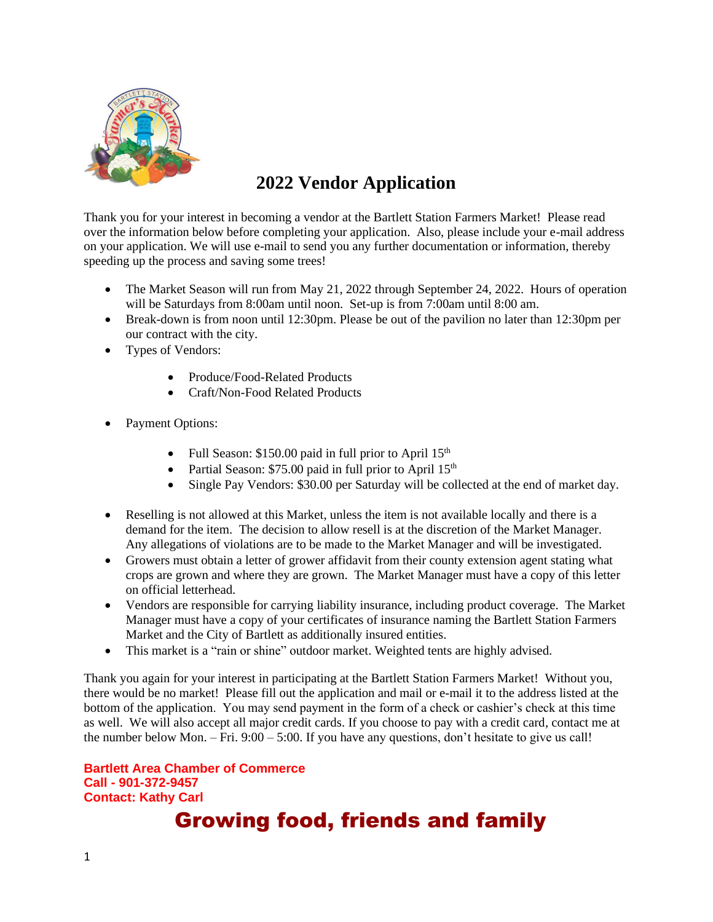# 2022 Vendor Application

Thank you for your interest in becoming a vendor at the Bartlett Station Farmers Market! Please read over the information below before completing your application. Also, please include your e-mail address on your application. We will use e-mail to send you any further documentation or information, thereby speeding up the process and saving some trees!

- The Market Season will run from May 21, 2022 through September 24, 2022. Hours of operation will be Saturdays from 8:00am until noon. Set-up is from 7:00am until 8:00 am.
- Break-down is from noon until 12:30pm. Please be out of the pavilion no later than 12:30pm per our contract with the city.
- Types of Vendors:
  - Produce/Food-Related Products
  - Craft/Non-Food Related Products
- Payment Options:
  - Full Season: $150.00 paid in full prior to April 15th
  - Partial Season: $75.00 paid in full prior to April 15th
  - Single Pay Vendors: $30.00 per Saturday will be collected at the end of market day.
- Reselling is not allowed at this Market, unless the item is not available locally and there is a demand for the item. The decision to allow resell is at the discretion of the Market Manager. Any allegations of violations are to be made to the Market Manager and will be investigated.
- Growers must obtain a letter of grower affidavit from their county extension agent stating what crops are grown and where they are grown. The Market Manager must have a copy of this letter on official letterhead.
- Vendors are responsible for carrying liability insurance, including product coverage. The Market Manager must have a copy of your certificates of insurance naming the Bartlett Station Farmers Market and the City of Bartlett as additionally insured entities.
- This market is a "rain or shine" outdoor market. Weighted tents are highly advised.

Thank you again for your interest in participating at the Bartlett Station Farmers Market! Without you, there would be no market! Please fill out the application and mail or e-mail it to the address listed at the bottom of the application. You may send payment in the form of a check or cashier's check at this time as well. We will also accept all major credit cards. If you choose to pay with a credit card, contact me at the number below Mon. – Fri. 9:00 – 5:00. If you have any questions, don't hesitate to give us call!

**Bartlett Area Chamber of Commerce**
**Call - 901-372-9457**
**Contact: Kathy Carl**

## Growing food, friends and family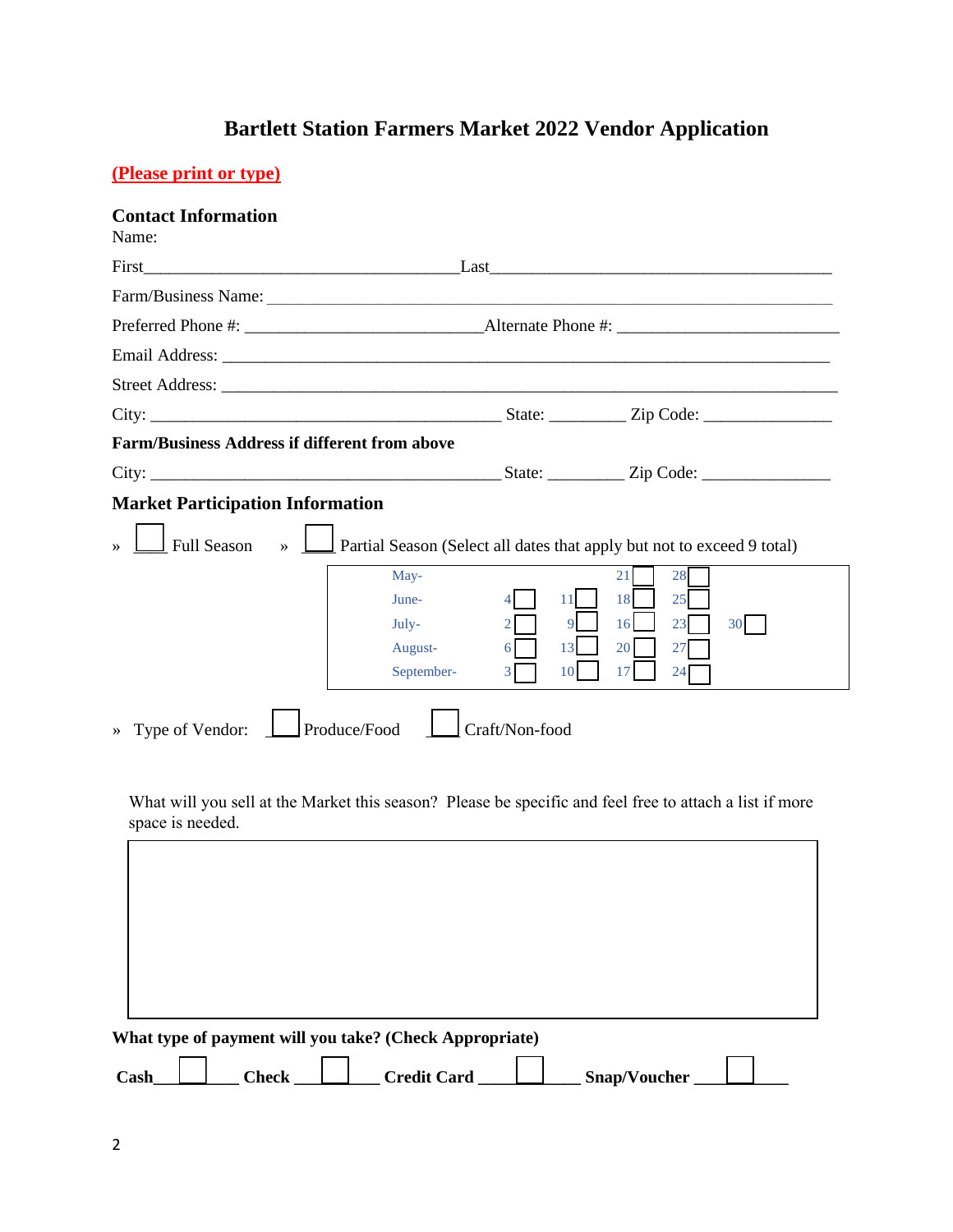# Bartlett Station Farmers Market 2022 Vendor Application

**(Please print or type)**

## Contact Information

Name:

First_____________________________________Last________________________________________

Farm/Business Name: ________________________________________________________________

Preferred Phone #: ___________________________Alternate Phone #: _________________________

Email Address: ______________________________________________________________________

Street Address: ______________________________________________________________________

City: _________________________________________ State: _________ Zip Code: _______________

**Farm/Business Address if different from above**

City: _________________________________________ State: _________ Zip Code: _______________

## Market Participation Information

» ☐ Full Season » ☐ Partial Season (Select all dates that apply but not to exceed 9 total)

| Month | | | | | |
|---|---|---|---|---|---|
| May- | | | 21 ☐ | 28 ☐ | |
| June- | 4 ☐ | 11 ☐ | 18 ☐ | 25 ☐ | |
| July- | 2 ☐ | 9 ☐ | 16 ☐ | 23 ☐ | 30 ☐ |
| August- | 6 ☐ | 13 ☐ | 20 ☐ | 27 ☐ | |
| September- | 3 ☐ | 10 ☐ | 17 ☐ | 24 ☐ | |

» Type of Vendor: ☐ Produce/Food ☐ Craft/Non-food

What will you sell at the Market this season? Please be specific and feel free to attach a list if more space is needed.

**What type of payment will you take? (Check Appropriate)**

**Cash** ☐ **Check** ☐ **Credit Card** ☐ **Snap/Voucher** ☐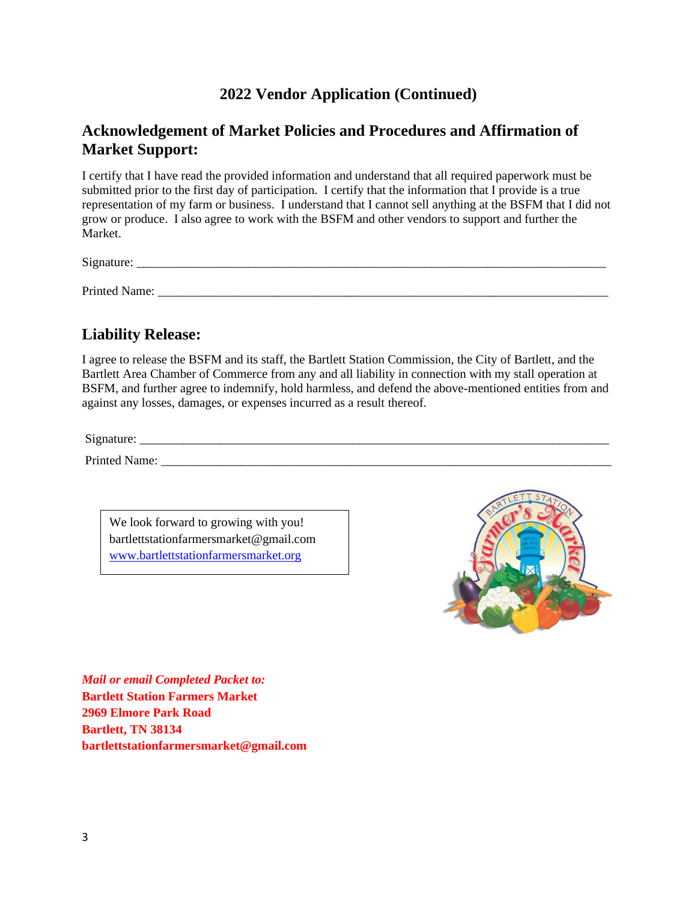# 2022 Vendor Application (Continued)

## Acknowledgement of Market Policies and Procedures and Affirmation of Market Support:

I certify that I have read the provided information and understand that all required paperwork must be submitted prior to the first day of participation. I certify that the information that I provide is a true representation of my farm or business. I understand that I cannot sell anything at the BSFM that I did not grow or produce. I also agree to work with the BSFM and other vendors to support and further the Market.

Signature: ______________________________________________________________________________

Printed Name: ___________________________________________________________________________

## Liability Release:

I agree to release the BSFM and its staff, the Bartlett Station Commission, the City of Bartlett, and the Bartlett Area Chamber of Commerce from any and all liability in connection with my stall operation at BSFM, and further agree to indemnify, hold harmless, and defend the above-mentioned entities from and against any losses, damages, or expenses incurred as a result thereof.

Signature: ______________________________________________________________________________

Printed Name: ___________________________________________________________________________

We look forward to growing with you!
bartlettstationfarmersmarket@gmail.com
[www.bartlettstationfarmersmarket.org](http://www.bartlettstationfarmersmarket.org)

***Mail or email Completed Packet to:***
**Bartlett Station Farmers Market**
**2969 Elmore Park Road**
**Bartlett, TN 38134**
**bartlettstationfarmersmarket@gmail.com**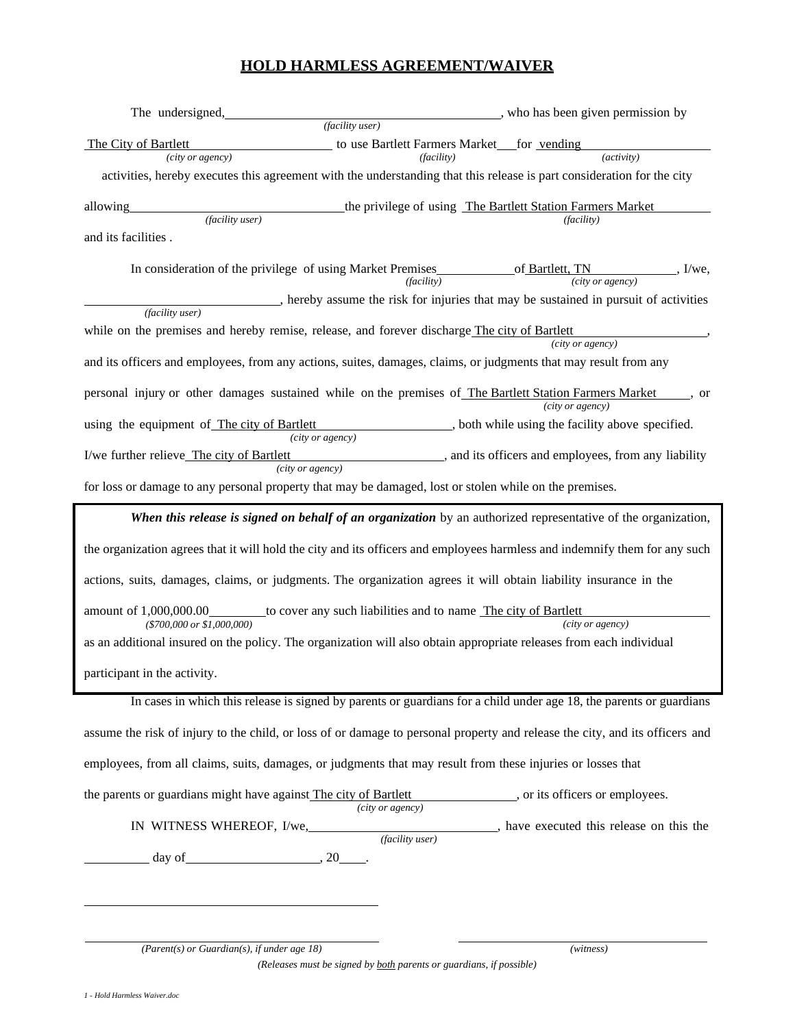# HOLD HARMLESS AGREEMENT/WAIVER

The undersigned, ____________________________________________, who has been given permission by
*(facility user)*

The City of Bartlett ______________ to use Bartlett Farmers Market ___ for vending ______________
*(city or agency)* *(facility)* *(activity)*

activities, hereby executes this agreement with the understanding that this release is part consideration for the city

allowing __________________________________ the privilege of using The Bartlett Station Farmers Market
*(facility user)* *(facility)*

and its facilities .

In consideration of the privilege of using Market Premises ____________ of Bartlett, TN ______________, I/we,
*(facility)* *(city or agency)*

______________________________, hereby assume the risk for injuries that may be sustained in pursuit of activities
*(facility user)*

while on the premises and hereby remise, release, and forever discharge The city of Bartlett ____________________,
*(city or agency)*

and its officers and employees, from any actions, suites, damages, claims, or judgments that may result from any

personal injury or other damages sustained while on the premises of The Bartlett Station Farmers Market ______, or
*(city or agency)*

using the equipment of The city of Bartlett ______________________, both while using the facility above specified.
*(city or agency)*

I/we further relieve The city of Bartlett ________________________, and its officers and employees, from any liability
*(city or agency)*

for loss or damage to any personal property that may be damaged, lost or stolen while on the premises.

***When this release is signed on behalf of an organization*** by an authorized representative of the organization, the organization agrees that it will hold the city and its officers and employees harmless and indemnify them for any such actions, suits, damages, claims, or judgments. The organization agrees it will obtain liability insurance in the

amount of 1,000,000.00 _________ to cover any such liabilities and to name The city of Bartlett ____________________
*($700,000 or $1,000,000)* *(city or agency)*

as an additional insured on the policy. The organization will also obtain appropriate releases from each individual participant in the activity.

In cases in which this release is signed by parents or guardians for a child under age 18, the parents or guardians assume the risk of injury to the child, or loss of or damage to personal property and release the city, and its officers and employees, from all claims, suits, damages, or judgments that may result from these injuries or losses that

the parents or guardians might have against The city of Bartlett _________________, or its officers or employees.
*(city or agency)*

IN WITNESS WHEREOF, I/we, ______________________________, have executed this release on this the
*(facility user)*

__________ day of ____________________, 20____.

_____________________________________________

_____________________________________________ _____________________________________
*(Parent(s) or Guardian(s), if under age 18)* *(witness)*

*(Releases must be signed by both parents or guardians, if possible)*

*1 - Hold Harmless Waiver.doc*